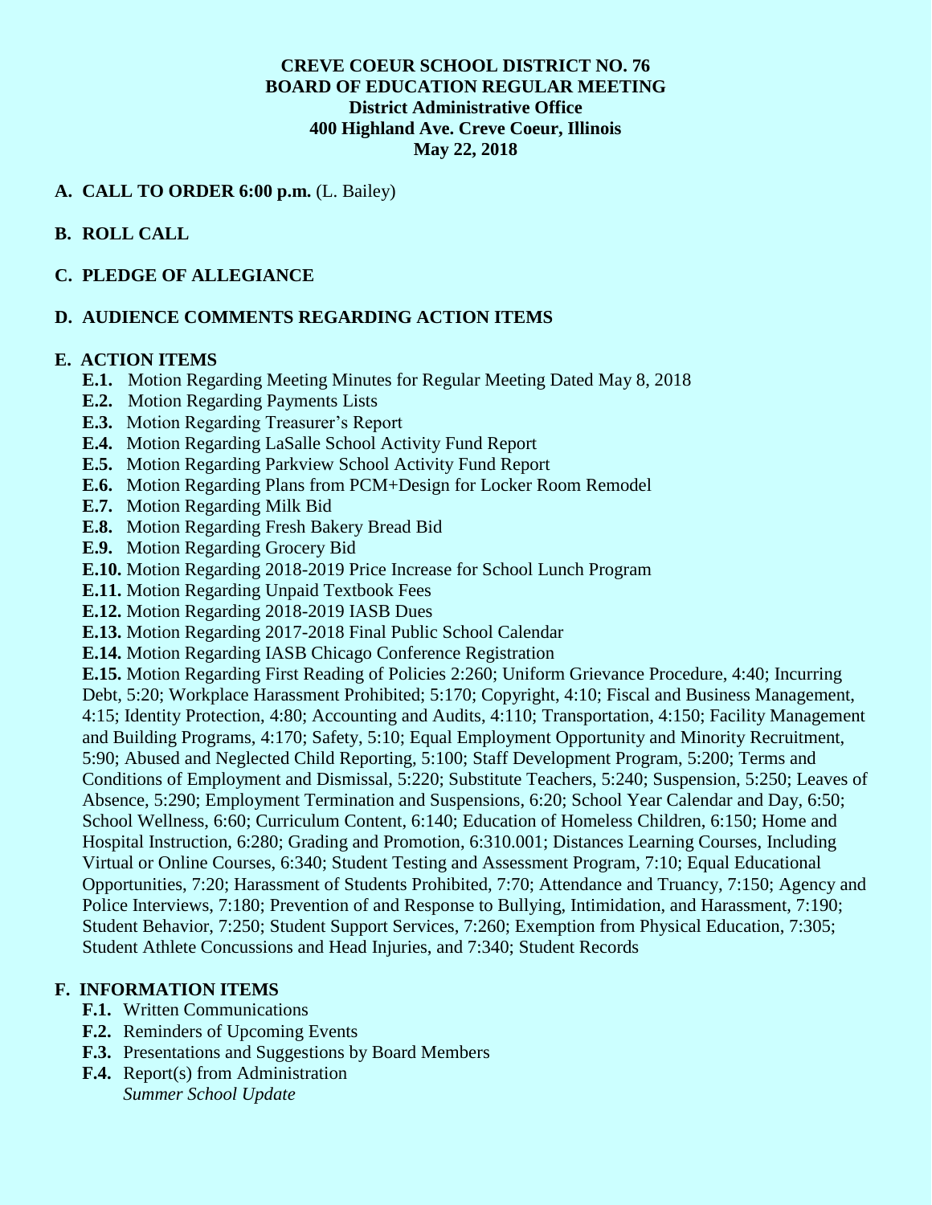**CREVE COEUR SCHOOL DISTRICT NO. 76**
**BOARD OF EDUCATION REGULAR MEETING**
**District Administrative Office**
**400 Highland Ave. Creve Coeur, Illinois**
**May 22, 2018**

## A. CALL TO ORDER 6:00 p.m. (L. Bailey)

## B. ROLL CALL

## C. PLEDGE OF ALLEGIANCE

## D. AUDIENCE COMMENTS REGARDING ACTION ITEMS

## E. ACTION ITEMS

- **E.1.** Motion Regarding Meeting Minutes for Regular Meeting Dated May 8, 2018
- **E.2.** Motion Regarding Payments Lists
- **E.3.** Motion Regarding Treasurer's Report
- **E.4.** Motion Regarding LaSalle School Activity Fund Report
- **E.5.** Motion Regarding Parkview School Activity Fund Report
- **E.6.** Motion Regarding Plans from PCM+Design for Locker Room Remodel
- **E.7.** Motion Regarding Milk Bid
- **E.8.** Motion Regarding Fresh Bakery Bread Bid
- **E.9.** Motion Regarding Grocery Bid
- **E.10.** Motion Regarding 2018-2019 Price Increase for School Lunch Program
- **E.11.** Motion Regarding Unpaid Textbook Fees
- **E.12.** Motion Regarding 2018-2019 IASB Dues
- **E.13.** Motion Regarding 2017-2018 Final Public School Calendar
- **E.14.** Motion Regarding IASB Chicago Conference Registration
- **E.15.** Motion Regarding First Reading of Policies 2:260; Uniform Grievance Procedure, 4:40; Incurring Debt, 5:20; Workplace Harassment Prohibited; 5:170; Copyright, 4:10; Fiscal and Business Management, 4:15; Identity Protection, 4:80; Accounting and Audits, 4:110; Transportation, 4:150; Facility Management and Building Programs, 4:170; Safety, 5:10; Equal Employment Opportunity and Minority Recruitment, 5:90; Abused and Neglected Child Reporting, 5:100; Staff Development Program, 5:200; Terms and Conditions of Employment and Dismissal, 5:220; Substitute Teachers, 5:240; Suspension, 5:250; Leaves of Absence, 5:290; Employment Termination and Suspensions, 6:20; School Year Calendar and Day, 6:50; School Wellness, 6:60; Curriculum Content, 6:140; Education of Homeless Children, 6:150; Home and Hospital Instruction, 6:280; Grading and Promotion, 6:310.001; Distances Learning Courses, Including Virtual or Online Courses, 6:340; Student Testing and Assessment Program, 7:10; Equal Educational Opportunities, 7:20; Harassment of Students Prohibited, 7:70; Attendance and Truancy, 7:150; Agency and Police Interviews, 7:180; Prevention of and Response to Bullying, Intimidation, and Harassment, 7:190; Student Behavior, 7:250; Student Support Services, 7:260; Exemption from Physical Education, 7:305; Student Athlete Concussions and Head Injuries, and 7:340; Student Records

## F. INFORMATION ITEMS

- **F.1.** Written Communications
- **F.2.** Reminders of Upcoming Events
- **F.3.** Presentations and Suggestions by Board Members
- **F.4.** Report(s) from Administration
  *Summer School Update*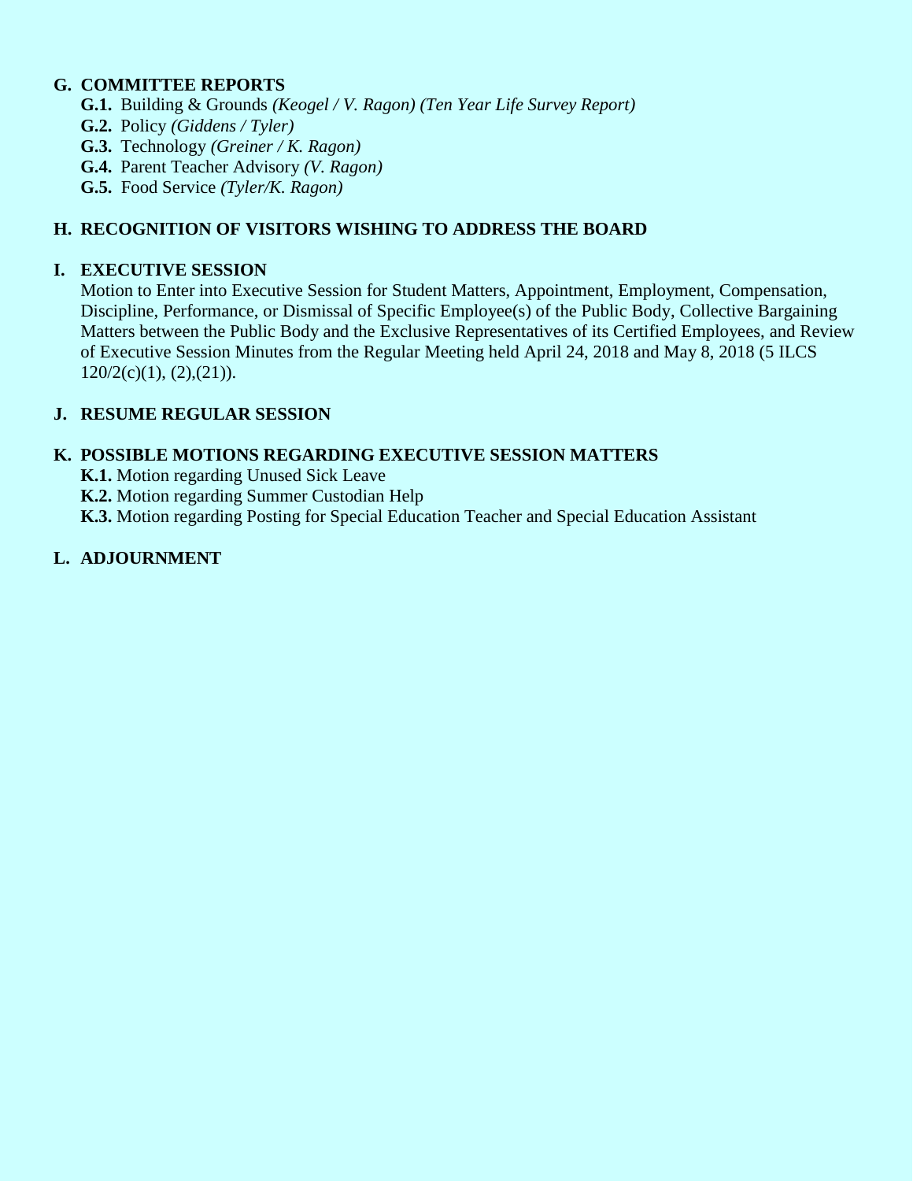## G. COMMITTEE REPORTS

- **G.1.** Building & Grounds *(Keogel / V. Ragon) (Ten Year Life Survey Report)*
- **G.2.** Policy *(Giddens / Tyler)*
- **G.3.** Technology *(Greiner / K. Ragon)*
- **G.4.** Parent Teacher Advisory *(V. Ragon)*
- **G.5.** Food Service *(Tyler/K. Ragon)*

## H. RECOGNITION OF VISITORS WISHING TO ADDRESS THE BOARD

## I. EXECUTIVE SESSION

Motion to Enter into Executive Session for Student Matters, Appointment, Employment, Compensation, Discipline, Performance, or Dismissal of Specific Employee(s) of the Public Body, Collective Bargaining Matters between the Public Body and the Exclusive Representatives of its Certified Employees, and Review of Executive Session Minutes from the Regular Meeting held April 24, 2018 and May 8, 2018 (5 ILCS 120/2(c)(1), (2),(21)).

## J. RESUME REGULAR SESSION

## K. POSSIBLE MOTIONS REGARDING EXECUTIVE SESSION MATTERS

- **K.1.** Motion regarding Unused Sick Leave
- **K.2.** Motion regarding Summer Custodian Help
- **K.3.** Motion regarding Posting for Special Education Teacher and Special Education Assistant

## L. ADJOURNMENT